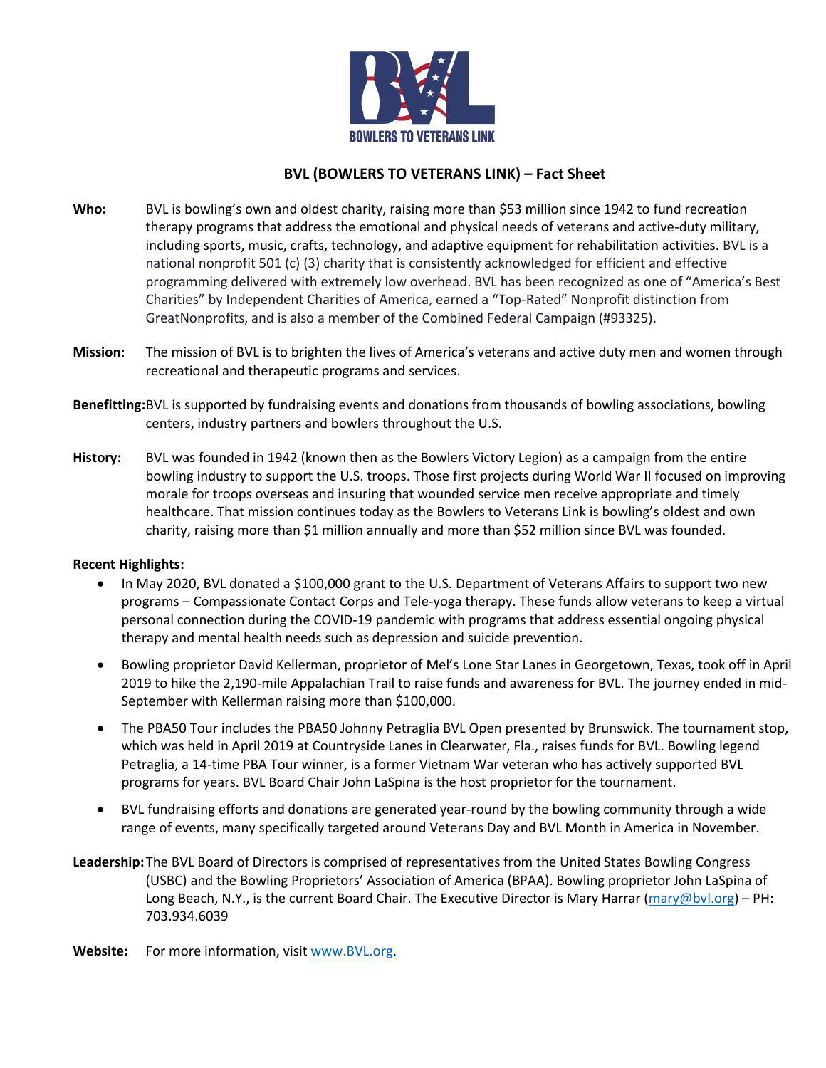BOWLERS TO VETERANS LINK

## BVL (BOWLERS TO VETERANS LINK) – Fact Sheet

**Who:** BVL is bowling's own and oldest charity, raising more than $53 million since 1942 to fund recreation therapy programs that address the emotional and physical needs of veterans and active-duty military, including sports, music, crafts, technology, and adaptive equipment for rehabilitation activities. BVL is a national nonprofit 501 (c) (3) charity that is consistently acknowledged for efficient and effective programming delivered with extremely low overhead. BVL has been recognized as one of "America's Best Charities" by Independent Charities of America, earned a "Top-Rated" Nonprofit distinction from GreatNonprofits, and is also a member of the Combined Federal Campaign (#93325).

**Mission:** The mission of BVL is to brighten the lives of America's veterans and active duty men and women through recreational and therapeutic programs and services.

**Benefitting:** BVL is supported by fundraising events and donations from thousands of bowling associations, bowling centers, industry partners and bowlers throughout the U.S.

**History:** BVL was founded in 1942 (known then as the Bowlers Victory Legion) as a campaign from the entire bowling industry to support the U.S. troops. Those first projects during World War II focused on improving morale for troops overseas and insuring that wounded service men receive appropriate and timely healthcare. That mission continues today as the Bowlers to Veterans Link is bowling's oldest and own charity, raising more than $1 million annually and more than $52 million since BVL was founded.

**Recent Highlights:**

- In May 2020, BVL donated a $100,000 grant to the U.S. Department of Veterans Affairs to support two new programs – Compassionate Contact Corps and Tele-yoga therapy. These funds allow veterans to keep a virtual personal connection during the COVID-19 pandemic with programs that address essential ongoing physical therapy and mental health needs such as depression and suicide prevention.
- Bowling proprietor David Kellerman, proprietor of Mel's Lone Star Lanes in Georgetown, Texas, took off in April 2019 to hike the 2,190-mile Appalachian Trail to raise funds and awareness for BVL. The journey ended in mid-September with Kellerman raising more than $100,000.
- The PBA50 Tour includes the PBA50 Johnny Petraglia BVL Open presented by Brunswick. The tournament stop, which was held in April 2019 at Countryside Lanes in Clearwater, Fla., raises funds for BVL. Bowling legend Petraglia, a 14-time PBA Tour winner, is a former Vietnam War veteran who has actively supported BVL programs for years. BVL Board Chair John LaSpina is the host proprietor for the tournament.
- BVL fundraising efforts and donations are generated year-round by the bowling community through a wide range of events, many specifically targeted around Veterans Day and BVL Month in America in November.

**Leadership:** The BVL Board of Directors is comprised of representatives from the United States Bowling Congress (USBC) and the Bowling Proprietors' Association of America (BPAA). Bowling proprietor John LaSpina of Long Beach, N.Y., is the current Board Chair. The Executive Director is Mary Harrar (mary@bvl.org) – PH: 703.934.6039

**Website:** For more information, visit www.BVL.org.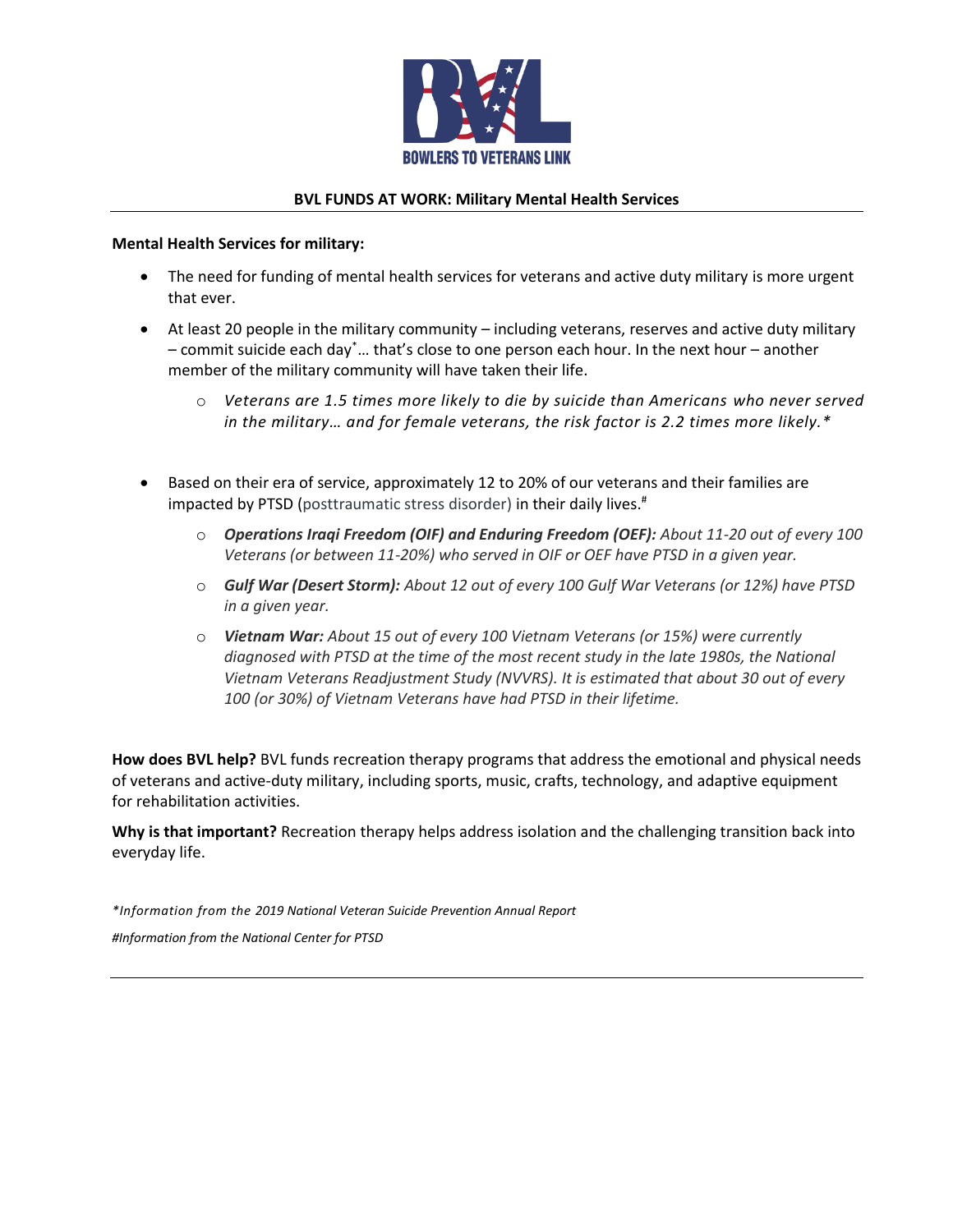BOWLERS TO VETERANS LINK

**BVL FUNDS AT WORK: Military Mental Health Services**

**Mental Health Services for military:**

- The need for funding of mental health services for veterans and active duty military is more urgent that ever.
- At least 20 people in the military community – including veterans, reserves and active duty military – commit suicide each day*… that's close to one person each hour. In the next hour – another member of the military community will have taken their life.
  - *Veterans are 1.5 times more likely to die by suicide than Americans who never served in the military… and for female veterans, the risk factor is 2.2 times more likely.**
- Based on their era of service, approximately 12 to 20% of our veterans and their families are impacted by PTSD (posttraumatic stress disorder) in their daily lives.#
  - ***Operations Iraqi Freedom (OIF) and Enduring Freedom (OEF):** About 11-20 out of every 100 Veterans (or between 11-20%) who served in OIF or OEF have PTSD in a given year.*
  - ***Gulf War (Desert Storm):** About 12 out of every 100 Gulf War Veterans (or 12%) have PTSD in a given year.*
  - ***Vietnam War:** About 15 out of every 100 Vietnam Veterans (or 15%) were currently diagnosed with PTSD at the time of the most recent study in the late 1980s, the National Vietnam Veterans Readjustment Study (NVVRS). It is estimated that about 30 out of every 100 (or 30%) of Vietnam Veterans have had PTSD in their lifetime.*

**How does BVL help?** BVL funds recreation therapy programs that address the emotional and physical needs of veterans and active-duty military, including sports, music, crafts, technology, and adaptive equipment for rehabilitation activities.

**Why is that important?** Recreation therapy helps address isolation and the challenging transition back into everyday life.

*\*Information from the 2019 National Veteran Suicide Prevention Annual Report*

*#Information from the National Center for PTSD*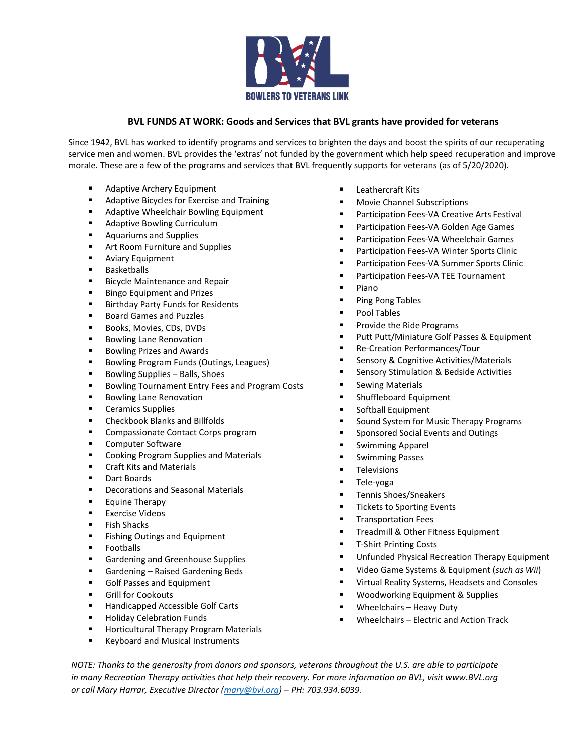BOWLERS TO VETERANS LINK

## BVL FUNDS AT WORK: Goods and Services that BVL grants have provided for veterans

Since 1942, BVL has worked to identify programs and services to brighten the days and boost the spirits of our recuperating service men and women. BVL provides the 'extras' not funded by the government which help speed recuperation and improve morale. These are a few of the programs and services that BVL frequently supports for veterans (as of 5/20/2020).

- Adaptive Archery Equipment
- Adaptive Bicycles for Exercise and Training
- Adaptive Wheelchair Bowling Equipment
- Adaptive Bowling Curriculum
- Aquariums and Supplies
- Art Room Furniture and Supplies
- Aviary Equipment
- Basketballs
- Bicycle Maintenance and Repair
- Bingo Equipment and Prizes
- Birthday Party Funds for Residents
- Board Games and Puzzles
- Books, Movies, CDs, DVDs
- Bowling Lane Renovation
- Bowling Prizes and Awards
- Bowling Program Funds (Outings, Leagues)
- Bowling Supplies – Balls, Shoes
- Bowling Tournament Entry Fees and Program Costs
- Bowling Lane Renovation
- Ceramics Supplies
- Checkbook Blanks and Billfolds
- Compassionate Contact Corps program
- Computer Software
- Cooking Program Supplies and Materials
- Craft Kits and Materials
- Dart Boards
- Decorations and Seasonal Materials
- Equine Therapy
- Exercise Videos
- Fish Shacks
- Fishing Outings and Equipment
- Footballs
- Gardening and Greenhouse Supplies
- Gardening – Raised Gardening Beds
- Golf Passes and Equipment
- Grill for Cookouts
- Handicapped Accessible Golf Carts
- Holiday Celebration Funds
- Horticultural Therapy Program Materials
- Keyboard and Musical Instruments
- Leathercraft Kits
- Movie Channel Subscriptions
- Participation Fees-VA Creative Arts Festival
- Participation Fees-VA Golden Age Games
- Participation Fees-VA Wheelchair Games
- Participation Fees-VA Winter Sports Clinic
- Participation Fees-VA Summer Sports Clinic
- Participation Fees-VA TEE Tournament
- Piano
- Ping Pong Tables
- Pool Tables
- Provide the Ride Programs
- Putt Putt/Miniature Golf Passes & Equipment
- Re-Creation Performances/Tour
- Sensory & Cognitive Activities/Materials
- Sensory Stimulation & Bedside Activities
- Sewing Materials
- Shuffleboard Equipment
- Softball Equipment
- Sound System for Music Therapy Programs
- Sponsored Social Events and Outings
- Swimming Apparel
- Swimming Passes
- Televisions
- Tele-yoga
- Tennis Shoes/Sneakers
- Tickets to Sporting Events
- Transportation Fees
- Treadmill & Other Fitness Equipment
- T-Shirt Printing Costs
- Unfunded Physical Recreation Therapy Equipment
- Video Game Systems & Equipment (*such as Wii*)
- Virtual Reality Systems, Headsets and Consoles
- Woodworking Equipment & Supplies
- Wheelchairs – Heavy Duty
- Wheelchairs – Electric and Action Track

*NOTE: Thanks to the generosity from donors and sponsors, veterans throughout the U.S. are able to participate in many Recreation Therapy activities that help their recovery. For more information on BVL, visit www.BVL.org or call Mary Harrar, Executive Director (mary@bvl.org) – PH: 703.934.6039.*